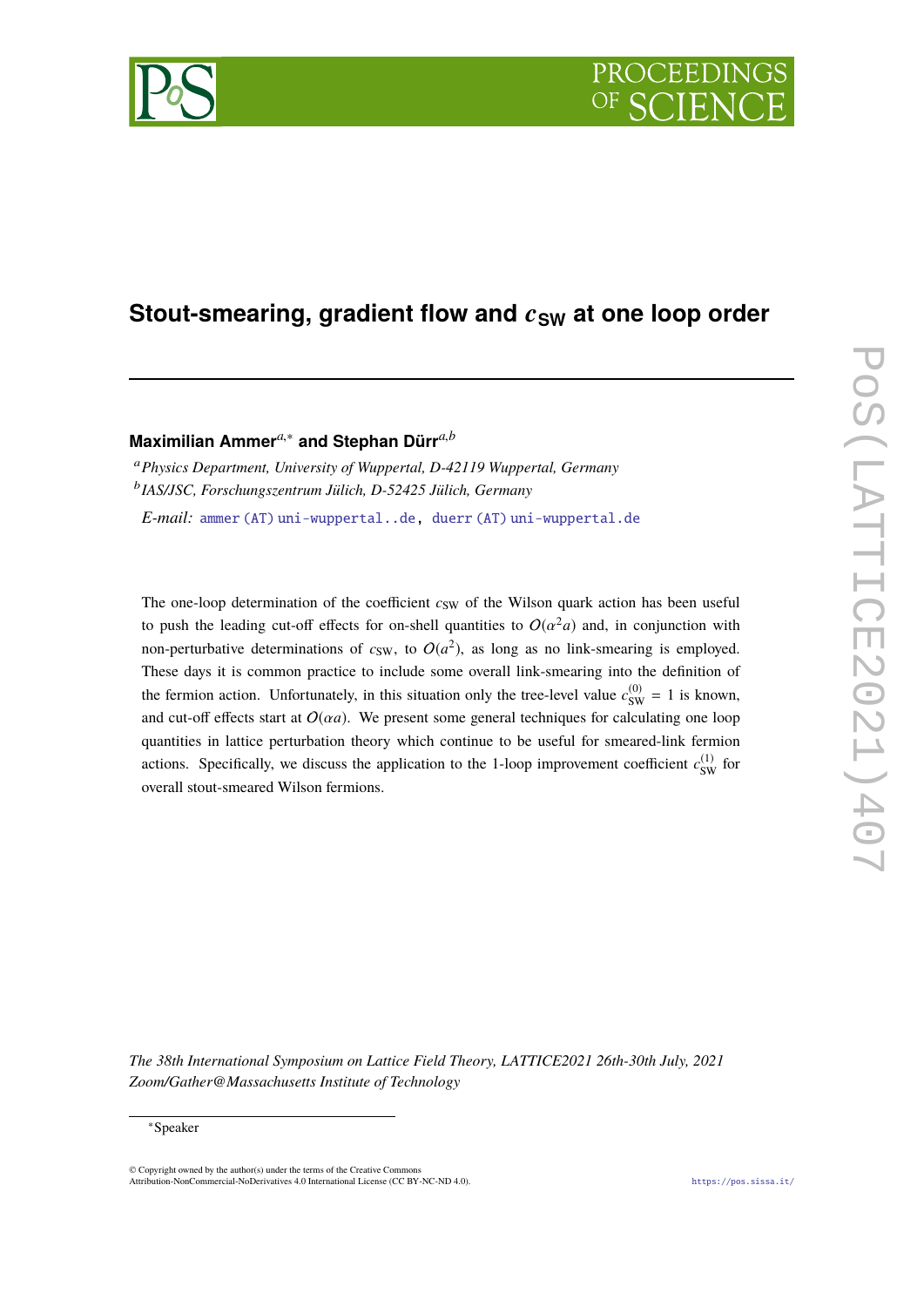# Stout-smearing, gradient flow and $c_{\text{SW}}$ at one loop order

**Maximilian Ammer**[a,∗] **and Stephan Dürr**[a,b]

[a] *Physics Department, University of Wuppertal, D-42119 Wuppertal, Germany*

[b] *IAS/JSC, Forschungszentrum Jülich, D-52425 Jülich, Germany*

*E-mail:* ammer (AT) uni-wuppertal..de, duerr (AT) uni-wuppertal.de

The one-loop determination of the coefficient $c_{\text{SW}}$ of the Wilson quark action has been useful to push the leading cut-off effects for on-shell quantities to $O(\alpha^2 a)$ and, in conjunction with non-perturbative determinations of $c_{\text{SW}}$, to $O(a^2)$, as long as no link-smearing is employed. These days it is common practice to include some overall link-smearing into the definition of the fermion action. Unfortunately, in this situation only the tree-level value $c_{\text{SW}}^{(0)} = 1$ is known, and cut-off effects start at $O(\alpha a)$. We present some general techniques for calculating one loop quantities in lattice perturbation theory which continue to be useful for smeared-link fermion actions. Specifically, we discuss the application to the 1-loop improvement coefficient $c_{\text{SW}}^{(1)}$ for overall stout-smeared Wilson fermions.

*The 38th International Symposium on Lattice Field Theory, LATTICE2021 26th-30th July, 2021 Zoom/Gather@Massachusetts Institute of Technology*

∗Speaker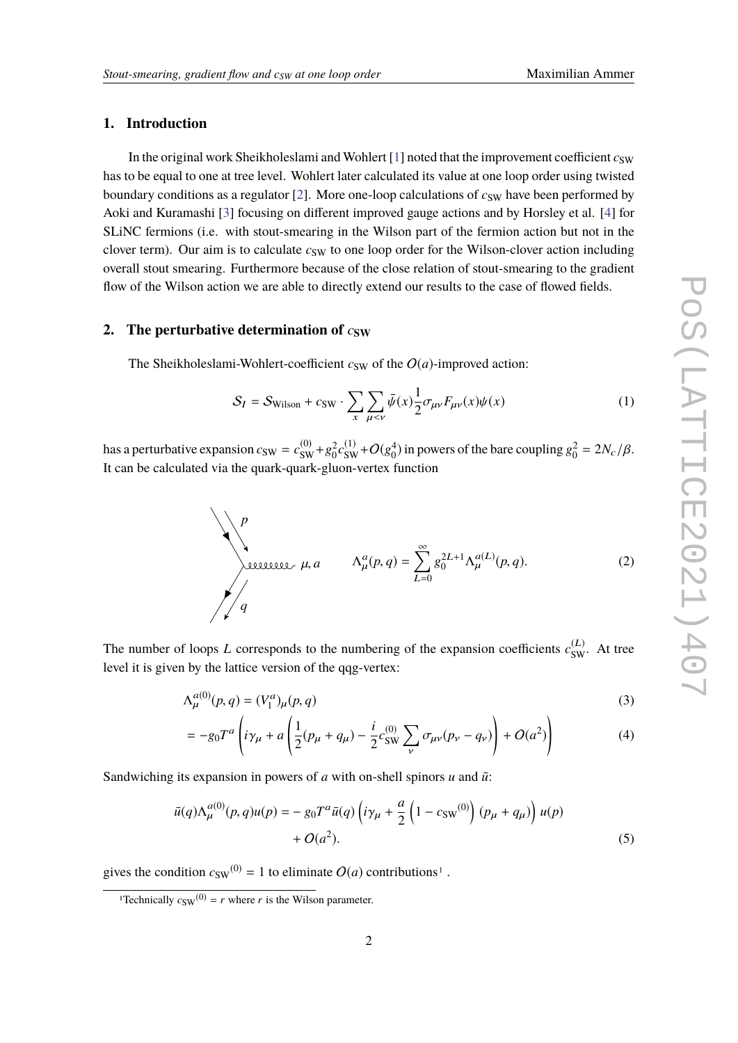## 1. Introduction

In the original work Sheikholeslami and Wohlert [1] noted that the improvement coefficient $c_{\mathrm{SW}}$ has to be equal to one at tree level. Wohlert later calculated its value at one loop order using twisted boundary conditions as a regulator [2]. More one-loop calculations of $c_{\mathrm{SW}}$ have been performed by Aoki and Kuramashi [3] focusing on different improved gauge actions and by Horsley et al. [4] for SLiNC fermions (i.e. with stout-smearing in the Wilson part of the fermion action but not in the clover term). Our aim is to calculate $c_{\mathrm{SW}}$ to one loop order for the Wilson-clover action including overall stout smearing. Furthermore because of the close relation of stout-smearing to the gradient flow of the Wilson action we are able to directly extend our results to the case of flowed fields.

## 2. The perturbative determination of $c_{\mathrm{SW}}$

The Sheikholeslami-Wohlert-coefficient $c_{\mathrm{SW}}$ of the $O(a)$-improved action:

$$\mathcal{S}_I = \mathcal{S}_{\mathrm{Wilson}} + c_{\mathrm{SW}} \cdot \sum_x \sum_{\mu<\nu} \bar{\psi}(x) \frac{1}{2} \sigma_{\mu\nu} F_{\mu\nu}(x) \psi(x) \tag{1}$$

has a perturbative expansion $c_{\mathrm{SW}} = c_{\mathrm{SW}}^{(0)} + g_0^2 c_{\mathrm{SW}}^{(1)} + O(g_0^4)$ in powers of the bare coupling $g_0^2 = 2N_c/\beta$. It can be calculated via the quark-quark-gluon-vertex function

$$\Lambda_\mu^a(p,q) = \sum_{L=0}^{\infty} g_0^{2L+1} \Lambda_\mu^{a(L)}(p,q). \tag{2}$$

The number of loops $L$ corresponds to the numbering of the expansion coefficients $c_{\mathrm{SW}}^{(L)}$. At tree level it is given by the lattice version of the qqg-vertex:

$$\Lambda_\mu^{a(0)}(p,q) = (V_1^a)_\mu(p,q) \tag{3}$$

$$= -g_0 T^a \left( i\gamma_\mu + a \left( \frac{1}{2}(p_\mu + q_\mu) - \frac{i}{2} c_{\mathrm{SW}}^{(0)} \sum_\nu \sigma_{\mu\nu}(p_\nu - q_\nu) \right) + O(a^2) \right) \tag{4}$$

Sandwiching its expansion in powers of $a$ with on-shell spinors $u$ and $\bar{u}$:

$$\bar{u}(q) \Lambda_\mu^{a(0)}(p,q) u(p) = -g_0 T^a \bar{u}(q) \left( i\gamma_\mu + \frac{a}{2} \left(1 - c_{\mathrm{SW}}{}^{(0)}\right) (p_\mu + q_\mu) \right) u(p) + O(a^2). \tag{5}$$

gives the condition $c_{\mathrm{SW}}{}^{(0)} = 1$ to eliminate $O(a)$ contributions[1].

[1] Technically $c_{\mathrm{SW}}{}^{(0)} = r$ where $r$ is the Wilson parameter.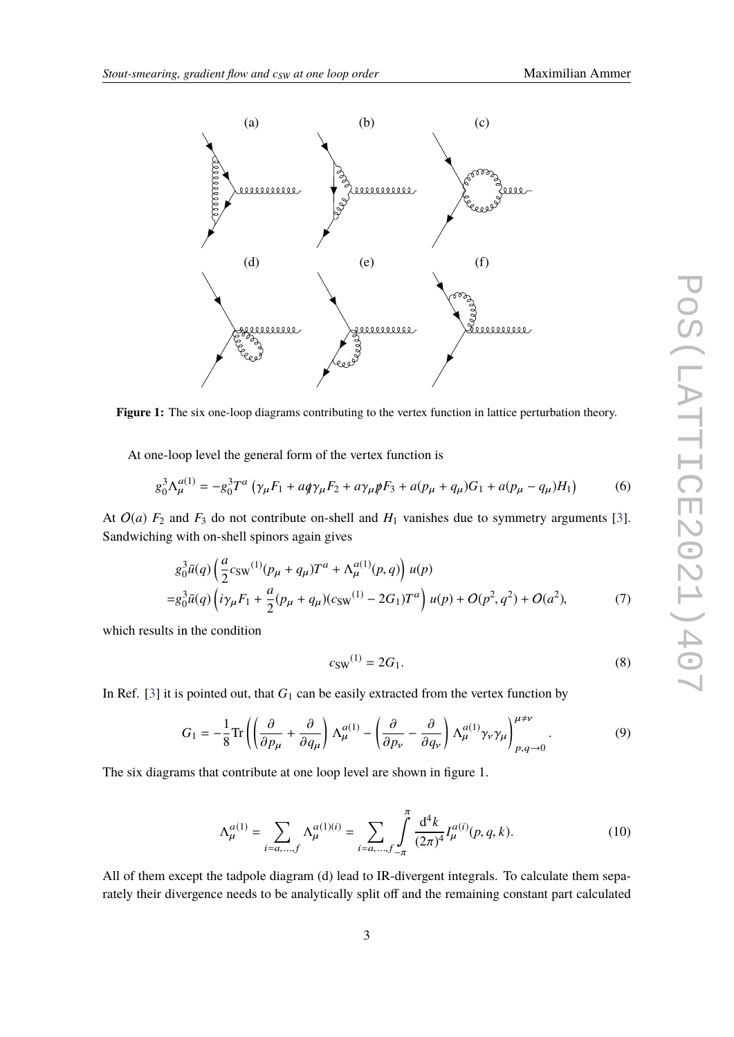(a) (b) (c)

(d) (e) (f)

**Figure 1:** The six one-loop diagrams contributing to the vertex function in lattice perturbation theory.

At one-loop level the general form of the vertex function is

$$g_0^3 \Lambda_\mu^{a(1)} = -g_0^3 T^a \left(\gamma_\mu F_1 + a\not{q}\gamma_\mu F_2 + a\gamma_\mu \not{p} F_3 + a(p_\mu + q_\mu)G_1 + a(p_\mu - q_\mu)H_1\right) \tag{6}$$

At $O(a)$ $F_2$ and $F_3$ do not contribute on-shell and $H_1$ vanishes due to symmetry arguments [3]. Sandwiching with on-shell spinors again gives

$$\begin{aligned} &g_0^3 \bar{u}(q)\left(\frac{a}{2} c_{\text{SW}}{}^{(1)}(p_\mu + q_\mu)T^a + \Lambda_\mu^{a(1)}(p,q)\right) u(p) \\ =&g_0^3 \bar{u}(q)\left(i\gamma_\mu F_1 + \frac{a}{2}(p_\mu + q_\mu)(c_{\text{SW}}{}^{(1)} - 2G_1)T^a\right) u(p) + O(p^2, q^2) + O(a^2), \end{aligned} \tag{7}$$

which results in the condition

$$c_{\text{SW}}{}^{(1)} = 2G_1. \tag{8}$$

In Ref. [3] it is pointed out, that $G_1$ can be easily extracted from the vertex function by

$$G_1 = -\frac{1}{8}\text{Tr}\left(\left(\frac{\partial}{\partial p_\mu} + \frac{\partial}{\partial q_\mu}\right)\Lambda_\mu^{a(1)} - \left(\frac{\partial}{\partial p_\nu} - \frac{\partial}{\partial q_\nu}\right)\Lambda_\mu^{a(1)}\gamma_\nu\gamma_\mu\right)^{\mu\neq\nu}_{p,q\to 0}. \tag{9}$$

The six diagrams that contribute at one loop level are shown in figure 1.

$$\Lambda_\mu^{a(1)} = \sum_{i=a,\dots,f} \Lambda_\mu^{a(1)(i)} = \sum_{i=a,\dots,f} \int_{-\pi}^{\pi} \frac{\mathrm{d}^4 k}{(2\pi)^4} I_\mu^{a(i)}(p,q,k). \tag{10}$$

All of them except the tadpole diagram (d) lead to IR-divergent integrals. To calculate them separately their divergence needs to be analytically split off and the remaining constant part calculated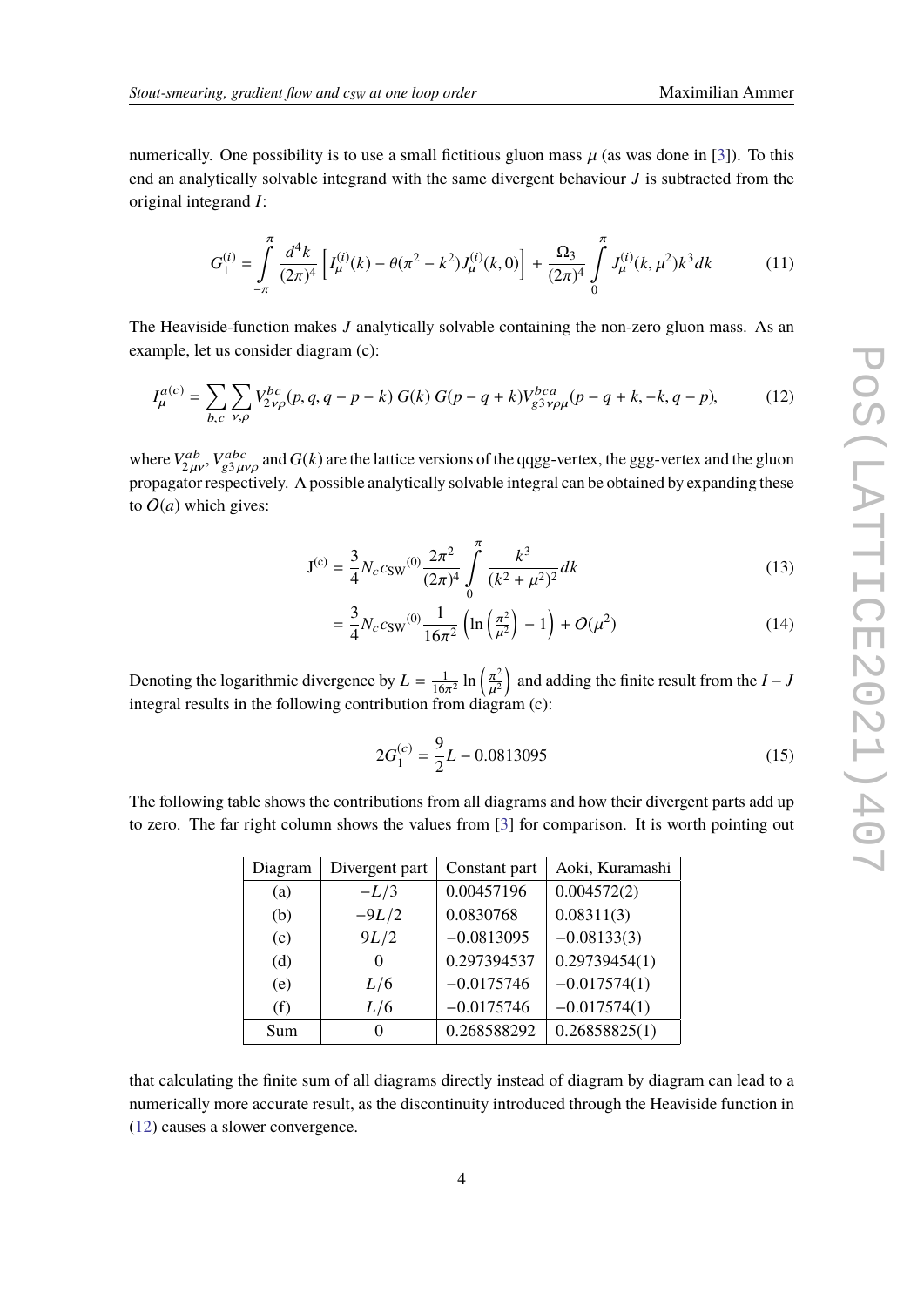numerically. One possibility is to use a small fictitious gluon mass $\mu$ (as was done in [3]). To this end an analytically solvable integrand with the same divergent behaviour $J$ is subtracted from the original integrand $I$:

$$G_1^{(i)} = \int_{-\pi}^{\pi} \frac{d^4k}{(2\pi)^4} \left[ I_\mu^{(i)}(k) - \theta(\pi^2 - k^2) J_\mu^{(i)}(k, 0) \right] + \frac{\Omega_3}{(2\pi)^4} \int_0^{\pi} J_\mu^{(i)}(k, \mu^2) k^3 dk \tag{11}$$

The Heaviside-function makes $J$ analytically solvable containing the non-zero gluon mass. As an example, let us consider diagram (c):

$$I_\mu^{a(c)} = \sum_{b,c} \sum_{\nu,\rho} V_{2\nu\rho}^{bc}(p, q, q - p - k)\, G(k)\, G(p - q + k) V_{g3\,\nu\rho\mu}^{bca}(p - q + k, -k, q - p), \tag{12}$$

where $V_{2\mu\nu}^{ab}$, $V_{g3\,\mu\nu\rho}^{abc}$ and $G(k)$ are the lattice versions of the qqgg-vertex, the ggg-vertex and the gluon propagator respectively. A possible analytically solvable integral can be obtained by expanding these to $O(a)$ which gives:

$$\mathrm{J}^{(c)} = \frac{3}{4} N_c {c_{\mathrm{SW}}}^{(0)} \frac{2\pi^2}{(2\pi)^4} \int_0^{\pi} \frac{k^3}{(k^2 + \mu^2)^2} dk \tag{13}$$

$$= \frac{3}{4} N_c {c_{\mathrm{SW}}}^{(0)} \frac{1}{16\pi^2} \left( \ln\left(\frac{\pi^2}{\mu^2}\right) - 1 \right) + O(\mu^2) \tag{14}$$

Denoting the logarithmic divergence by $L = \frac{1}{16\pi^2} \ln\left(\frac{\pi^2}{\mu^2}\right)$ and adding the finite result from the $I - J$ integral results in the following contribution from diagram (c):

$$2G_1^{(c)} = \frac{9}{2} L - 0.0813095 \tag{15}$$

The following table shows the contributions from all diagrams and how their divergent parts add up to zero. The far right column shows the values from [3] for comparison. It is worth pointing out

| Diagram | Divergent part | Constant part | Aoki, Kuramashi |
|---|---|---|---|
| (a) | $-L/3$ | 0.00457196 | 0.004572(2) |
| (b) | $-9L/2$ | 0.0830768 | 0.08311(3) |
| (c) | $9L/2$ | −0.0813095 | −0.08133(3) |
| (d) | 0 | 0.297394537 | 0.29739454(1) |
| (e) | $L/6$ | −0.0175746 | −0.017574(1) |
| (f) | $L/6$ | −0.0175746 | −0.017574(1) |
| Sum | 0 | 0.268588292 | 0.26858825(1) |

that calculating the finite sum of all diagrams directly instead of diagram by diagram can lead to a numerically more accurate result, as the discontinuity introduced through the Heaviside function in (12) causes a slower convergence.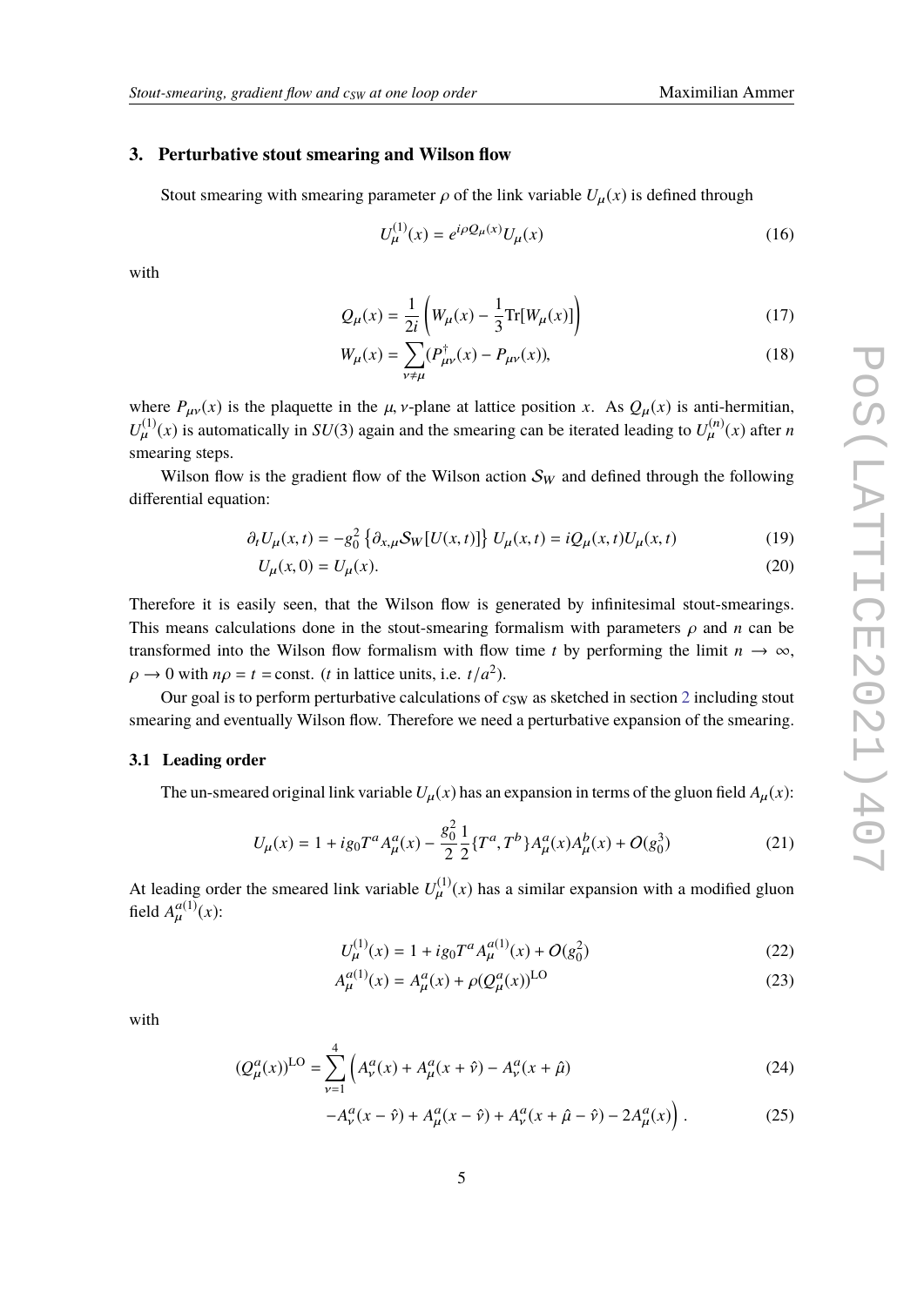## 3. Perturbative stout smearing and Wilson flow

Stout smearing with smearing parameter $\rho$ of the link variable $U_\mu(x)$ is defined through

$$U_\mu^{(1)}(x) = e^{i\rho Q_\mu(x)} U_\mu(x) \tag{16}$$

with

$$Q_\mu(x) = \frac{1}{2i}\left(W_\mu(x) - \frac{1}{3}\mathrm{Tr}[W_\mu(x)]\right) \tag{17}$$

$$W_\mu(x) = \sum_{\nu\neq\mu}(P^\dagger_{\mu\nu}(x) - P_{\mu\nu}(x)), \tag{18}$$

where $P_{\mu\nu}(x)$ is the plaquette in the $\mu,\nu$-plane at lattice position $x$. As $Q_\mu(x)$ is anti-hermitian, $U_\mu^{(1)}(x)$ is automatically in $SU(3)$ again and the smearing can be iterated leading to $U_\mu^{(n)}(x)$ after $n$ smearing steps.

Wilson flow is the gradient flow of the Wilson action $\mathcal{S}_W$ and defined through the following differential equation:

$$\partial_t U_\mu(x,t) = -g_0^2 \left\{\partial_{x,\mu}\mathcal{S}_W[U(x,t)]\right\} U_\mu(x,t) = iQ_\mu(x,t)U_\mu(x,t) \tag{19}$$

$$U_\mu(x,0) = U_\mu(x). \tag{20}$$

Therefore it is easily seen, that the Wilson flow is generated by infinitesimal stout-smearings. This means calculations done in the stout-smearing formalism with parameters $\rho$ and $n$ can be transformed into the Wilson flow formalism with flow time $t$ by performing the limit $n \to \infty$, $\rho \to 0$ with $n\rho = t = \text{const.}$ ($t$ in lattice units, i.e. $t/a^2$).

Our goal is to perform perturbative calculations of $c_{\mathrm{SW}}$ as sketched in section 2 including stout smearing and eventually Wilson flow. Therefore we need a perturbative expansion of the smearing.

### 3.1 Leading order

The un-smeared original link variable $U_\mu(x)$ has an expansion in terms of the gluon field $A_\mu(x)$:

$$U_\mu(x) = 1 + ig_0 T^a A_\mu^a(x) - \frac{g_0^2}{2}\frac{1}{2}\{T^a, T^b\}A_\mu^a(x)A_\mu^b(x) + O(g_0^3) \tag{21}$$

At leading order the smeared link variable $U_\mu^{(1)}(x)$ has a similar expansion with a modified gluon field $A_\mu^{a(1)}(x)$:

$$U_\mu^{(1)}(x) = 1 + ig_0 T^a A_\mu^{a(1)}(x) + O(g_0^2) \tag{22}$$

$$A_\mu^{a(1)}(x) = A_\mu^a(x) + \rho(Q_\mu^a(x))^{\mathrm{LO}} \tag{23}$$

with

$$(Q_\mu^a(x))^{\mathrm{LO}} = \sum_{\nu=1}^{4}\Big(A_\nu^a(x) + A_\mu^a(x+\hat{\nu}) - A_\nu^a(x+\hat{\mu}) \tag{24}$$

$$-A_\nu^a(x-\hat{\nu}) + A_\mu^a(x-\hat{\nu}) + A_\nu^a(x+\hat{\mu}-\hat{\nu}) - 2A_\mu^a(x)\Big)\,. \tag{25}$$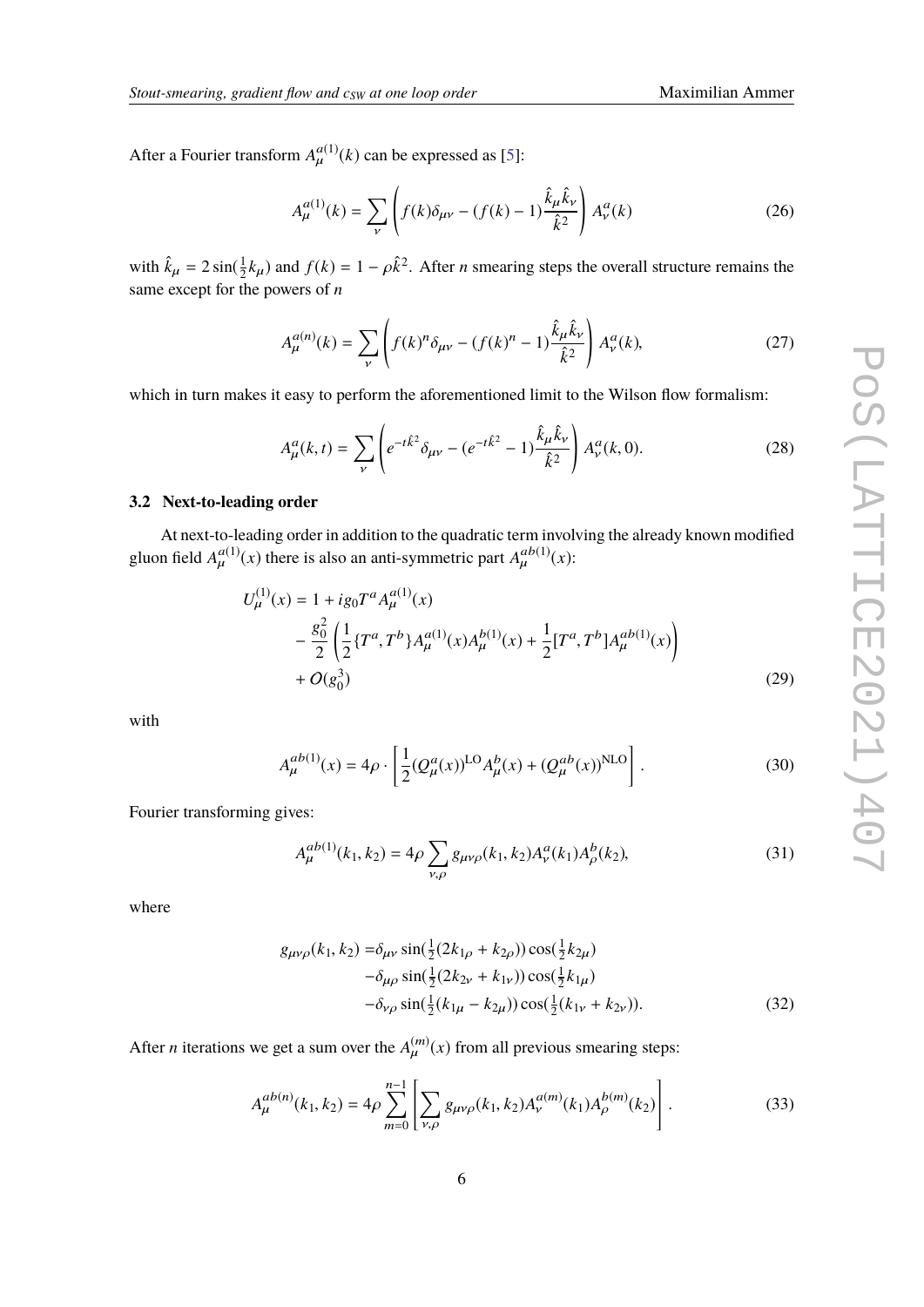After a Fourier transform $A_\mu^{a(1)}(k)$ can be expressed as [5]:

$$A_\mu^{a(1)}(k) = \sum_\nu \left( f(k)\delta_{\mu\nu} - (f(k)-1)\frac{\hat{k}_\mu \hat{k}_\nu}{\hat{k}^2} \right) A_\nu^a(k) \tag{26}$$

with $\hat{k}_\mu = 2\sin(\frac{1}{2}k_\mu)$ and $f(k) = 1 - \rho\hat{k}^2$. After $n$ smearing steps the overall structure remains the same except for the powers of $n$

$$A_\mu^{a(n)}(k) = \sum_\nu \left( f(k)^n\delta_{\mu\nu} - (f(k)^n-1)\frac{\hat{k}_\mu \hat{k}_\nu}{\hat{k}^2} \right) A_\nu^a(k), \tag{27}$$

which in turn makes it easy to perform the aforementioned limit to the Wilson flow formalism:

$$A_\mu^a(k,t) = \sum_\nu \left( e^{-t\hat{k}^2}\delta_{\mu\nu} - (e^{-t\hat{k}^2}-1)\frac{\hat{k}_\mu \hat{k}_\nu}{\hat{k}^2} \right) A_\nu^a(k,0). \tag{28}$$

### 3.2 Next-to-leading order

At next-to-leading order in addition to the quadratic term involving the already known modified gluon field $A_\mu^{a(1)}(x)$ there is also an anti-symmetric part $A_\mu^{ab(1)}(x)$:

$$\begin{aligned}
U_\mu^{(1)}(x) = {} & 1 + ig_0 T^a A_\mu^{a(1)}(x) \\
& - \frac{g_0^2}{2}\left( \frac{1}{2}\{T^a, T^b\} A_\mu^{a(1)}(x) A_\mu^{b(1)}(x) + \frac{1}{2}[T^a, T^b] A_\mu^{ab(1)}(x) \right) \\
& + O(g_0^3)
\end{aligned} \tag{29}$$

with

$$A_\mu^{ab(1)}(x) = 4\rho \cdot \left[ \frac{1}{2}(Q_\mu^a(x))^{\mathrm{LO}} A_\mu^b(x) + (Q_\mu^{ab}(x))^{\mathrm{NLO}} \right]. \tag{30}$$

Fourier transforming gives:

$$A_\mu^{ab(1)}(k_1, k_2) = 4\rho \sum_{\nu,\rho} g_{\mu\nu\rho}(k_1, k_2) A_\nu^a(k_1) A_\rho^b(k_2), \tag{31}$$

where

$$\begin{aligned}
g_{\mu\nu\rho}(k_1, k_2) = {} & \delta_{\mu\nu}\sin(\tfrac{1}{2}(2k_{1\rho} + k_{2\rho}))\cos(\tfrac{1}{2}k_{2\mu}) \\
& - \delta_{\mu\rho}\sin(\tfrac{1}{2}(2k_{2\nu} + k_{1\nu}))\cos(\tfrac{1}{2}k_{1\mu}) \\
& - \delta_{\nu\rho}\sin(\tfrac{1}{2}(k_{1\mu} - k_{2\mu}))\cos(\tfrac{1}{2}(k_{1\nu} + k_{2\nu})).
\end{aligned} \tag{32}$$

After $n$ iterations we get a sum over the $A_\mu^{(m)}(x)$ from all previous smearing steps:

$$A_\mu^{ab(n)}(k_1, k_2) = 4\rho \sum_{m=0}^{n-1} \left[ \sum_{\nu,\rho} g_{\mu\nu\rho}(k_1, k_2) A_\nu^{a(m)}(k_1) A_\rho^{b(m)}(k_2) \right]. \tag{33}$$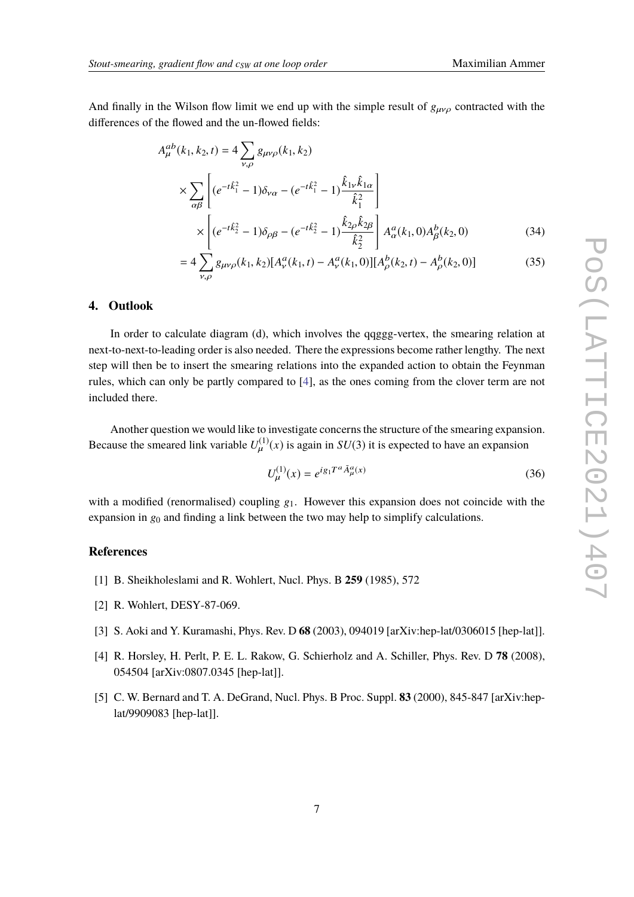And finally in the Wilson flow limit we end up with the simple result of $g_{\mu\nu\rho}$ contracted with the differences of the flowed and the un-flowed fields:

$$
\begin{aligned}
A_\mu^{ab}(k_1, k_2, t) &= 4 \sum_{\nu,\rho} g_{\mu\nu\rho}(k_1, k_2) \\
&\times \sum_{\alpha\beta} \left[ (e^{-t\hat{k}_1^2} - 1)\delta_{\nu\alpha} - (e^{-t\hat{k}_1^2} - 1)\frac{\hat{k}_{1\nu}\hat{k}_{1\alpha}}{\hat{k}_1^2} \right] \\
&\quad \times \left[ (e^{-t\hat{k}_2^2} - 1)\delta_{\rho\beta} - (e^{-t\hat{k}_2^2} - 1)\frac{\hat{k}_{2\rho}\hat{k}_{2\beta}}{\hat{k}_2^2} \right] A_\alpha^a(k_1, 0) A_\beta^b(k_2, 0) \qquad (34) \\
&= 4 \sum_{\nu,\rho} g_{\mu\nu\rho}(k_1, k_2)[A_\nu^a(k_1, t) - A_\nu^a(k_1, 0)][A_\rho^b(k_2, t) - A_\rho^b(k_2, 0)] \qquad (35)
\end{aligned}
$$

## 4. Outlook

In order to calculate diagram (d), which involves the qqggg-vertex, the smearing relation at next-to-next-to-leading order is also needed. There the expressions become rather lengthy. The next step will then be to insert the smearing relations into the expanded action to obtain the Feynman rules, which can only be partly compared to [4], as the ones coming from the clover term are not included there.

Another question we would like to investigate concerns the structure of the smearing expansion. Because the smeared link variable $U_\mu^{(1)}(x)$ is again in $SU(3)$ it is expected to have an expansion

$$
U_\mu^{(1)}(x) = e^{ig_1 T^a \tilde{A}_\mu^a(x)} \qquad (36)
$$

with a modified (renormalised) coupling $g_1$. However this expansion does not coincide with the expansion in $g_0$ and finding a link between the two may help to simplify calculations.

## References

[1] B. Sheikholeslami and R. Wohlert, Nucl. Phys. B **259** (1985), 572

[2] R. Wohlert, DESY-87-069.

[3] S. Aoki and Y. Kuramashi, Phys. Rev. D **68** (2003), 094019 [arXiv:hep-lat/0306015 [hep-lat]].

[4] R. Horsley, H. Perlt, P. E. L. Rakow, G. Schierholz and A. Schiller, Phys. Rev. D **78** (2008), 054504 [arXiv:0807.0345 [hep-lat]].

[5] C. W. Bernard and T. A. DeGrand, Nucl. Phys. B Proc. Suppl. **83** (2000), 845-847 [arXiv:hep-lat/9909083 [hep-lat]].